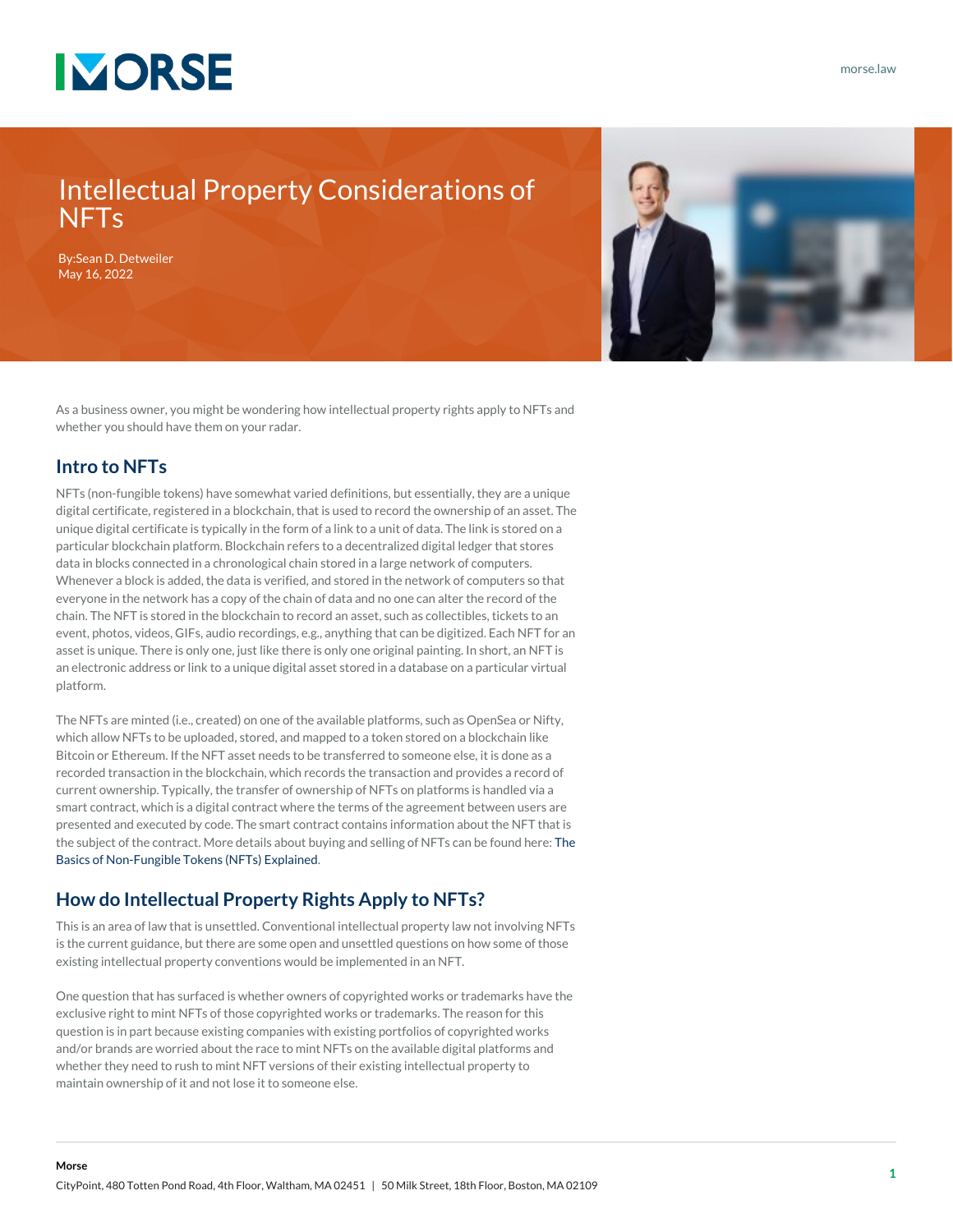# Intellectual Property Considerations of NFTs

By:Sean D. Detweiler
May 16, 2022

As a business owner, you might be wondering how intellectual property rights apply to NFTs and whether you should have them on your radar.

## Intro to NFTs

NFTs (non-fungible tokens) have somewhat varied definitions, but essentially, they are a unique digital certificate, registered in a blockchain, that is used to record the ownership of an asset. The unique digital certificate is typically in the form of a link to a unit of data. The link is stored on a particular blockchain platform. Blockchain refers to a decentralized digital ledger that stores data in blocks connected in a chronological chain stored in a large network of computers. Whenever a block is added, the data is verified, and stored in the network of computers so that everyone in the network has a copy of the chain of data and no one can alter the record of the chain. The NFT is stored in the blockchain to record an asset, such as collectibles, tickets to an event, photos, videos, GIFs, audio recordings, e.g., anything that can be digitized. Each NFT for an asset is unique. There is only one, just like there is only one original painting. In short, an NFT is an electronic address or link to a unique digital asset stored in a database on a particular virtual platform.

The NFTs are minted (i.e., created) on one of the available platforms, such as OpenSea or Nifty, which allow NFTs to be uploaded, stored, and mapped to a token stored on a blockchain like Bitcoin or Ethereum. If the NFT asset needs to be transferred to someone else, it is done as a recorded transaction in the blockchain, which records the transaction and provides a record of current ownership. Typically, the transfer of ownership of NFTs on platforms is handled via a smart contract, which is a digital contract where the terms of the agreement between users are presented and executed by code. The smart contract contains information about the NFT that is the subject of the contract. More details about buying and selling of NFTs can be found here: The Basics of Non-Fungible Tokens (NFTs) Explained.

## How do Intellectual Property Rights Apply to NFTs?

This is an area of law that is unsettled. Conventional intellectual property law not involving NFTs is the current guidance, but there are some open and unsettled questions on how some of those existing intellectual property conventions would be implemented in an NFT.

One question that has surfaced is whether owners of copyrighted works or trademarks have the exclusive right to mint NFTs of those copyrighted works or trademarks. The reason for this question is in part because existing companies with existing portfolios of copyrighted works and/or brands are worried about the race to mint NFTs on the available digital platforms and whether they need to rush to mint NFT versions of their existing intellectual property to maintain ownership of it and not lose it to someone else.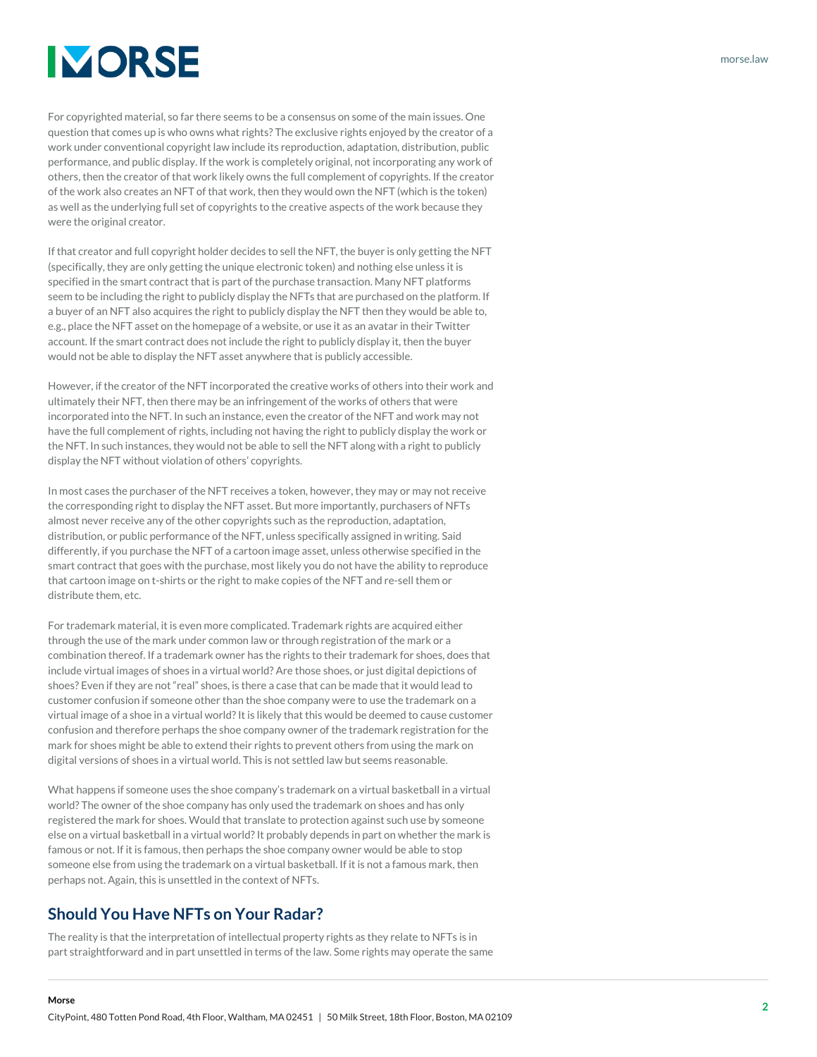For copyrighted material, so far there seems to be a consensus on some of the main issues. One question that comes up is who owns what rights? The exclusive rights enjoyed by the creator of a work under conventional copyright law include its reproduction, adaptation, distribution, public performance, and public display. If the work is completely original, not incorporating any work of others, then the creator of that work likely owns the full complement of copyrights. If the creator of the work also creates an NFT of that work, then they would own the NFT (which is the token) as well as the underlying full set of copyrights to the creative aspects of the work because they were the original creator.

If that creator and full copyright holder decides to sell the NFT, the buyer is only getting the NFT (specifically, they are only getting the unique electronic token) and nothing else unless it is specified in the smart contract that is part of the purchase transaction. Many NFT platforms seem to be including the right to publicly display the NFTs that are purchased on the platform. If a buyer of an NFT also acquires the right to publicly display the NFT then they would be able to, e.g., place the NFT asset on the homepage of a website, or use it as an avatar in their Twitter account. If the smart contract does not include the right to publicly display it, then the buyer would not be able to display the NFT asset anywhere that is publicly accessible.

However, if the creator of the NFT incorporated the creative works of others into their work and ultimately their NFT, then there may be an infringement of the works of others that were incorporated into the NFT. In such an instance, even the creator of the NFT and work may not have the full complement of rights, including not having the right to publicly display the work or the NFT. In such instances, they would not be able to sell the NFT along with a right to publicly display the NFT without violation of others' copyrights.

In most cases the purchaser of the NFT receives a token, however, they may or may not receive the corresponding right to display the NFT asset. But more importantly, purchasers of NFTs almost never receive any of the other copyrights such as the reproduction, adaptation, distribution, or public performance of the NFT, unless specifically assigned in writing. Said differently, if you purchase the NFT of a cartoon image asset, unless otherwise specified in the smart contract that goes with the purchase, most likely you do not have the ability to reproduce that cartoon image on t-shirts or the right to make copies of the NFT and re-sell them or distribute them, etc.

For trademark material, it is even more complicated. Trademark rights are acquired either through the use of the mark under common law or through registration of the mark or a combination thereof. If a trademark owner has the rights to their trademark for shoes, does that include virtual images of shoes in a virtual world? Are those shoes, or just digital depictions of shoes? Even if they are not "real" shoes, is there a case that can be made that it would lead to customer confusion if someone other than the shoe company were to use the trademark on a virtual image of a shoe in a virtual world? It is likely that this would be deemed to cause customer confusion and therefore perhaps the shoe company owner of the trademark registration for the mark for shoes might be able to extend their rights to prevent others from using the mark on digital versions of shoes in a virtual world. This is not settled law but seems reasonable.

What happens if someone uses the shoe company's trademark on a virtual basketball in a virtual world? The owner of the shoe company has only used the trademark on shoes and has only registered the mark for shoes. Would that translate to protection against such use by someone else on a virtual basketball in a virtual world? It probably depends in part on whether the mark is famous or not. If it is famous, then perhaps the shoe company owner would be able to stop someone else from using the trademark on a virtual basketball. If it is not a famous mark, then perhaps not. Again, this is unsettled in the context of NFTs.

## Should You Have NFTs on Your Radar?

The reality is that the interpretation of intellectual property rights as they relate to NFTs is in part straightforward and in part unsettled in terms of the law. Some rights may operate the same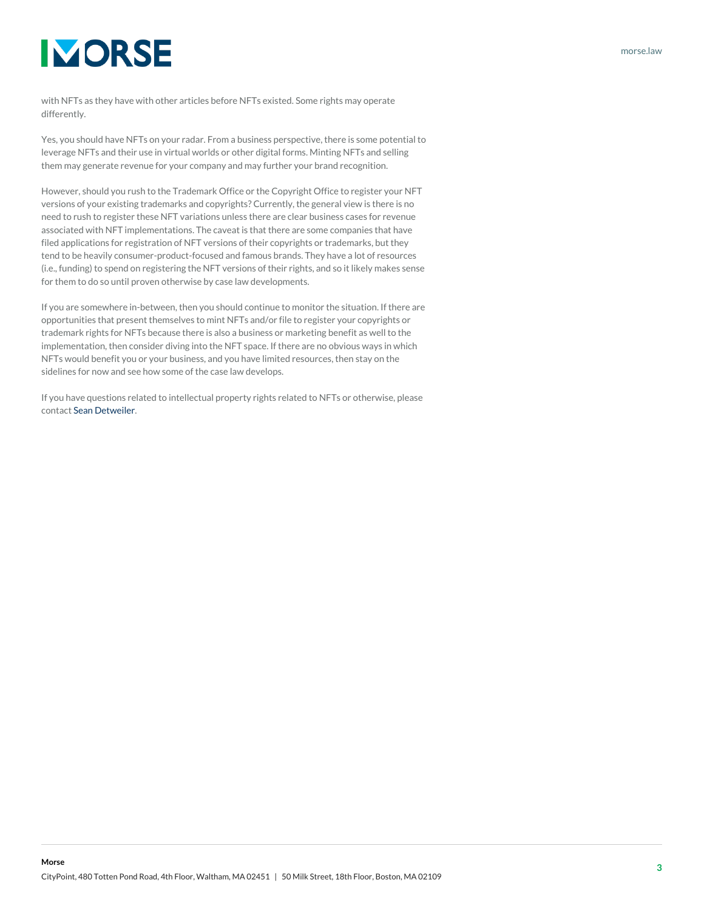with NFTs as they have with other articles before NFTs existed. Some rights may operate differently.

Yes, you should have NFTs on your radar. From a business perspective, there is some potential to leverage NFTs and their use in virtual worlds or other digital forms. Minting NFTs and selling them may generate revenue for your company and may further your brand recognition.

However, should you rush to the Trademark Office or the Copyright Office to register your NFT versions of your existing trademarks and copyrights? Currently, the general view is there is no need to rush to register these NFT variations unless there are clear business cases for revenue associated with NFT implementations. The caveat is that there are some companies that have filed applications for registration of NFT versions of their copyrights or trademarks, but they tend to be heavily consumer-product-focused and famous brands. They have a lot of resources (i.e., funding) to spend on registering the NFT versions of their rights, and so it likely makes sense for them to do so until proven otherwise by case law developments.

If you are somewhere in-between, then you should continue to monitor the situation. If there are opportunities that present themselves to mint NFTs and/or file to register your copyrights or trademark rights for NFTs because there is also a business or marketing benefit as well to the implementation, then consider diving into the NFT space. If there are no obvious ways in which NFTs would benefit you or your business, and you have limited resources, then stay on the sidelines for now and see how some of the case law develops.

If you have questions related to intellectual property rights related to NFTs or otherwise, please contact Sean Detweiler.